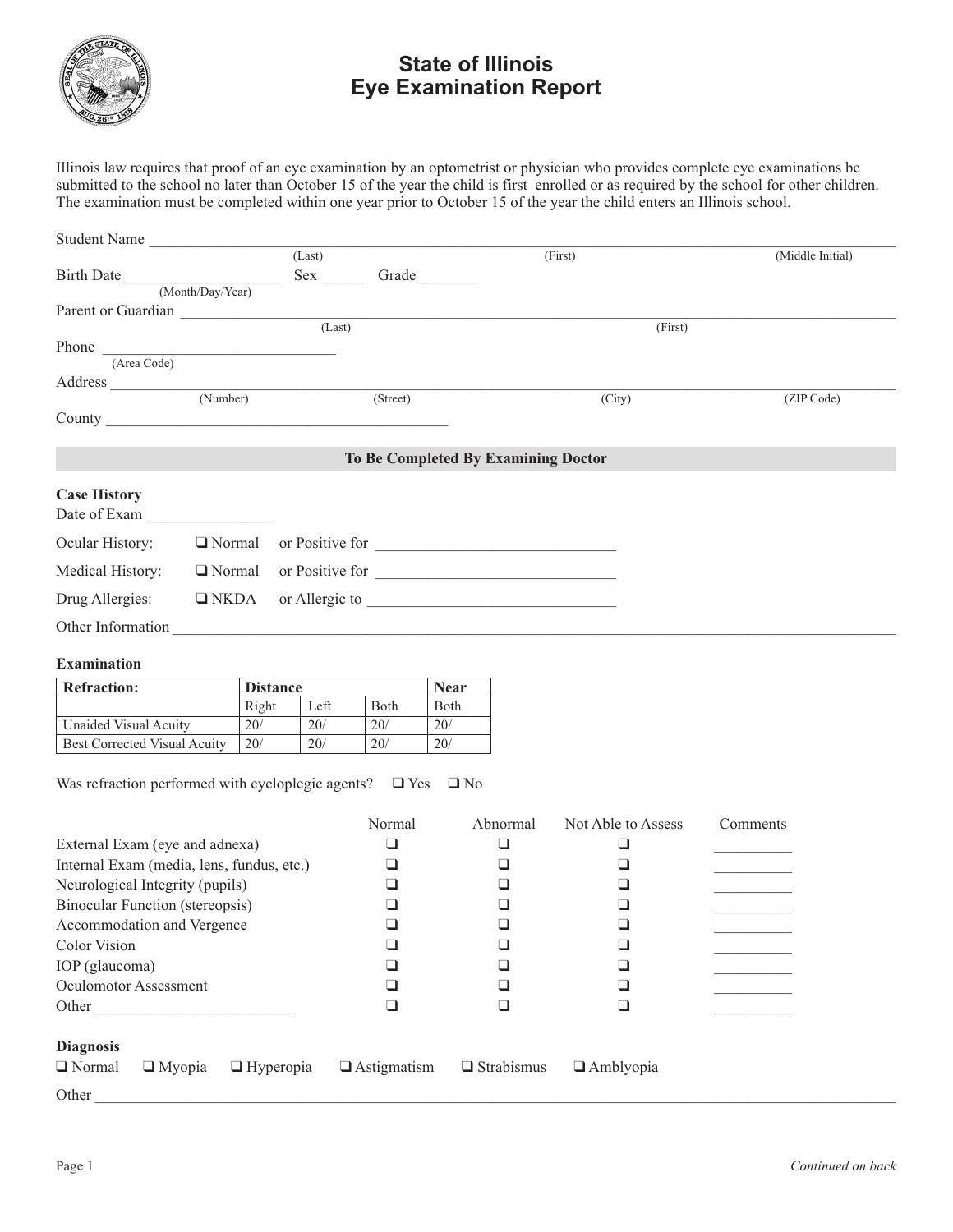# State of Illinois
# Eye Examination Report

Illinois law requires that proof of an eye examination by an optometrist or physician who provides complete eye examinations be submitted to the school no later than October 15 of the year the child is first enrolled or as required by the school for other children. The examination must be completed within one year prior to October 15 of the year the child enters an Illinois school.

Student Name ______________________________________________
(Last) (First) (Middle Initial)

Birth Date ____________________ Sex _____ Grade _______
(Month/Day/Year)

Parent or Guardian ______________________________________________
(Last) (First)

Phone ______________________________
(Area Code)

Address ______________________________________________
(Number) (Street) (City) (ZIP Code)

County ______________________________________________

**To Be Completed By Examining Doctor**

**Case History**

Date of Exam ________________

Ocular History: ❑ Normal or Positive for ______________________________

Medical History: ❑ Normal or Positive for ______________________________

Drug Allergies: ❑ NKDA or Allergic to ______________________________

Other Information ______________________________________________

**Examination**

| Refraction: | Distance | | | Near |
|---|---|---|---|---|
| | Right | Left | Both | Both |
| Unaided Visual Acuity | 20/ | 20/ | 20/ | 20/ |
| Best Corrected Visual Acuity | 20/ | 20/ | 20/ | 20/ |

Was refraction performed with cycloplegic agents? ❑ Yes ❑ No

| | Normal | Abnormal | Not Able to Assess | Comments |
|---|---|---|---|---|
| External Exam (eye and adnexa) | ❑ | ❑ | ❑ | __________ |
| Internal Exam (media, lens, fundus, etc.) | ❑ | ❑ | ❑ | __________ |
| Neurological Integrity (pupils) | ❑ | ❑ | ❑ | __________ |
| Binocular Function (stereopsis) | ❑ | ❑ | ❑ | __________ |
| Accommodation and Vergence | ❑ | ❑ | ❑ | __________ |
| Color Vision | ❑ | ❑ | ❑ | __________ |
| IOP (glaucoma) | ❑ | ❑ | ❑ | __________ |
| Oculomotor Assessment | ❑ | ❑ | ❑ | __________ |
| Other ________________________ | ❑ | ❑ | ❑ | __________ |

**Diagnosis**

❑ Normal ❑ Myopia ❑ Hyperopia ❑ Astigmatism ❑ Strabismus ❑ Amblyopia

Other ______________________________________________

*Continued on back*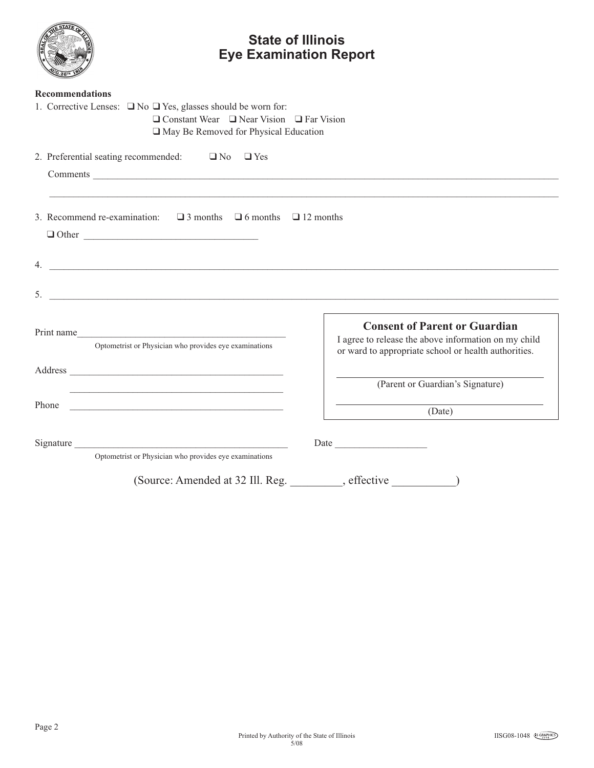# State of Illinois
# Eye Examination Report

**Recommendations**

1. Corrective Lenses: ❑ No ❑ Yes, glasses should be worn for:
   ❑ Constant Wear ❑ Near Vision ❑ Far Vision
   ❑ May Be Removed for Physical Education

2. Preferential seating recommended: ❑ No ❑ Yes
   Comments ____________________________________________________________
   ____________________________________________________________

3. Recommend re-examination: ❑ 3 months ❑ 6 months ❑ 12 months
   ❑ Other ______________________________

4. ____________________________________________________________

5. ____________________________________________________________

Print name ______________________________________
Optometrist or Physician who provides eye examinations

Address ______________________________________
______________________________________

Phone ______________________________________

**Consent of Parent or Guardian**

I agree to release the above information on my child or ward to appropriate school or health authorities.

______________________________________
(Parent or Guardian's Signature)

______________________________________
(Date)

Signature ______________________________________ Date ________________
Optometrist or Physician who provides eye examinations

(Source: Amended at 32 Ill. Reg. _________, effective ___________)

Printed by Authority of the State of Illinois
5/08

IISG08-1048